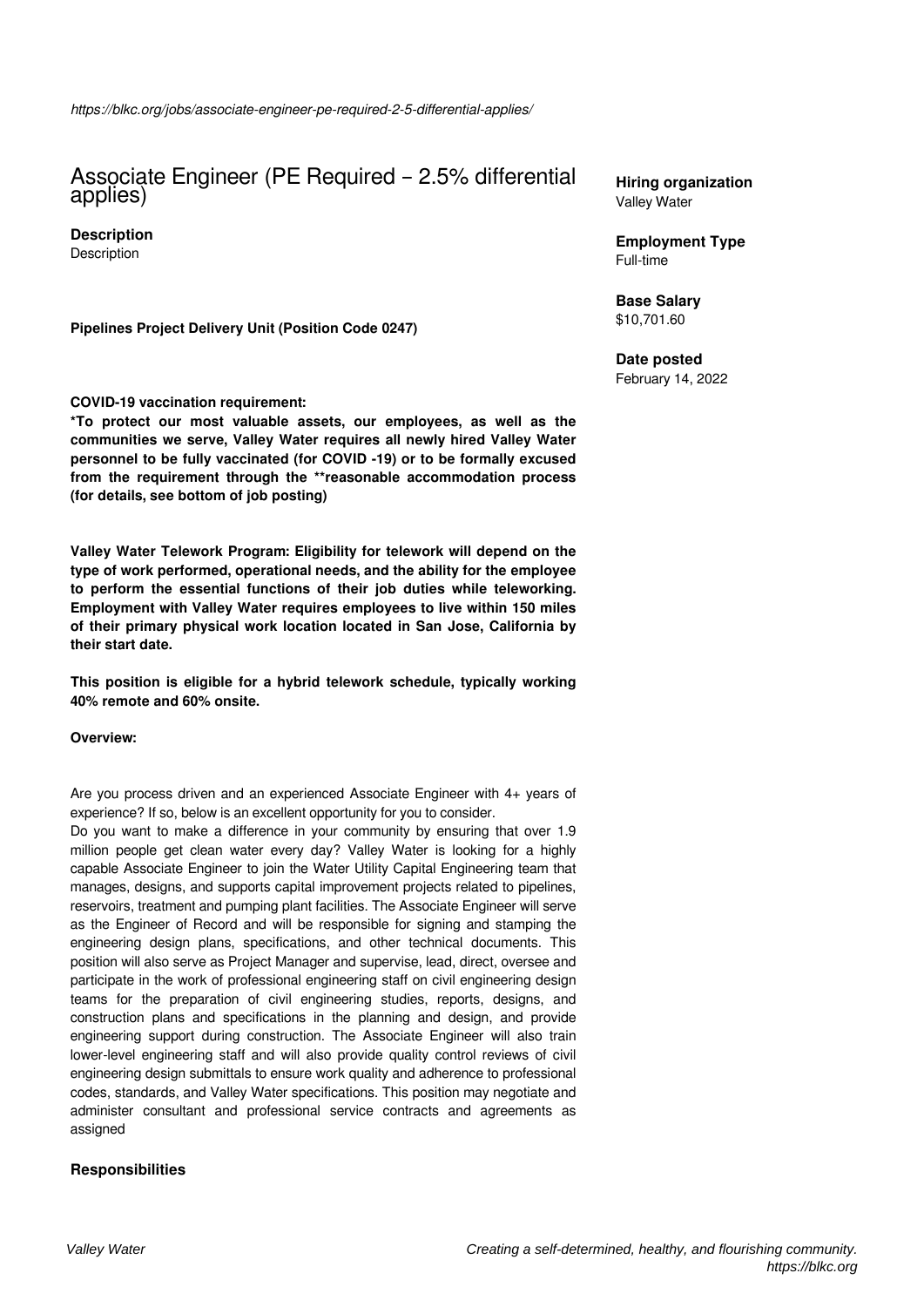https://blkc.org/jobs/associate-engineer-pe-required-2-5-differential-applies/

# Associate Engineer (PE Required – 2.5% differential applies)

**Hiring organization**
Valley Water

**Employment Type**
Full-time

**Base Salary**
$10,701.60

**Date posted**
February 14, 2022

**Description**
Description

**Pipelines Project Delivery Unit (Position Code 0247)**

**COVID-19 vaccination requirement:**
**\*To protect our most valuable assets, our employees, as well as the communities we serve, Valley Water requires all newly hired Valley Water personnel to be fully vaccinated (for COVID -19) or to be formally excused from the requirement through the \*\*reasonable accommodation process (for details, see bottom of job posting)**

**Valley Water Telework Program: Eligibility for telework will depend on the type of work performed, operational needs, and the ability for the employee to perform the essential functions of their job duties while teleworking. Employment with Valley Water requires employees to live within 150 miles of their primary physical work location located in San Jose, California by their start date.**

**This position is eligible for a hybrid telework schedule, typically working 40% remote and 60% onsite.**

**Overview:**

Are you process driven and an experienced Associate Engineer with 4+ years of experience? If so, below is an excellent opportunity for you to consider.
Do you want to make a difference in your community by ensuring that over 1.9 million people get clean water every day? Valley Water is looking for a highly capable Associate Engineer to join the Water Utility Capital Engineering team that manages, designs, and supports capital improvement projects related to pipelines, reservoirs, treatment and pumping plant facilities. The Associate Engineer will serve as the Engineer of Record and will be responsible for signing and stamping the engineering design plans, specifications, and other technical documents. This position will also serve as Project Manager and supervise, lead, direct, oversee and participate in the work of professional engineering staff on civil engineering design teams for the preparation of civil engineering studies, reports, designs, and construction plans and specifications in the planning and design, and provide engineering support during construction. The Associate Engineer will also train lower-level engineering staff and will also provide quality control reviews of civil engineering design submittals to ensure work quality and adherence to professional codes, standards, and Valley Water specifications. This position may negotiate and administer consultant and professional service contracts and agreements as assigned

**Responsibilities**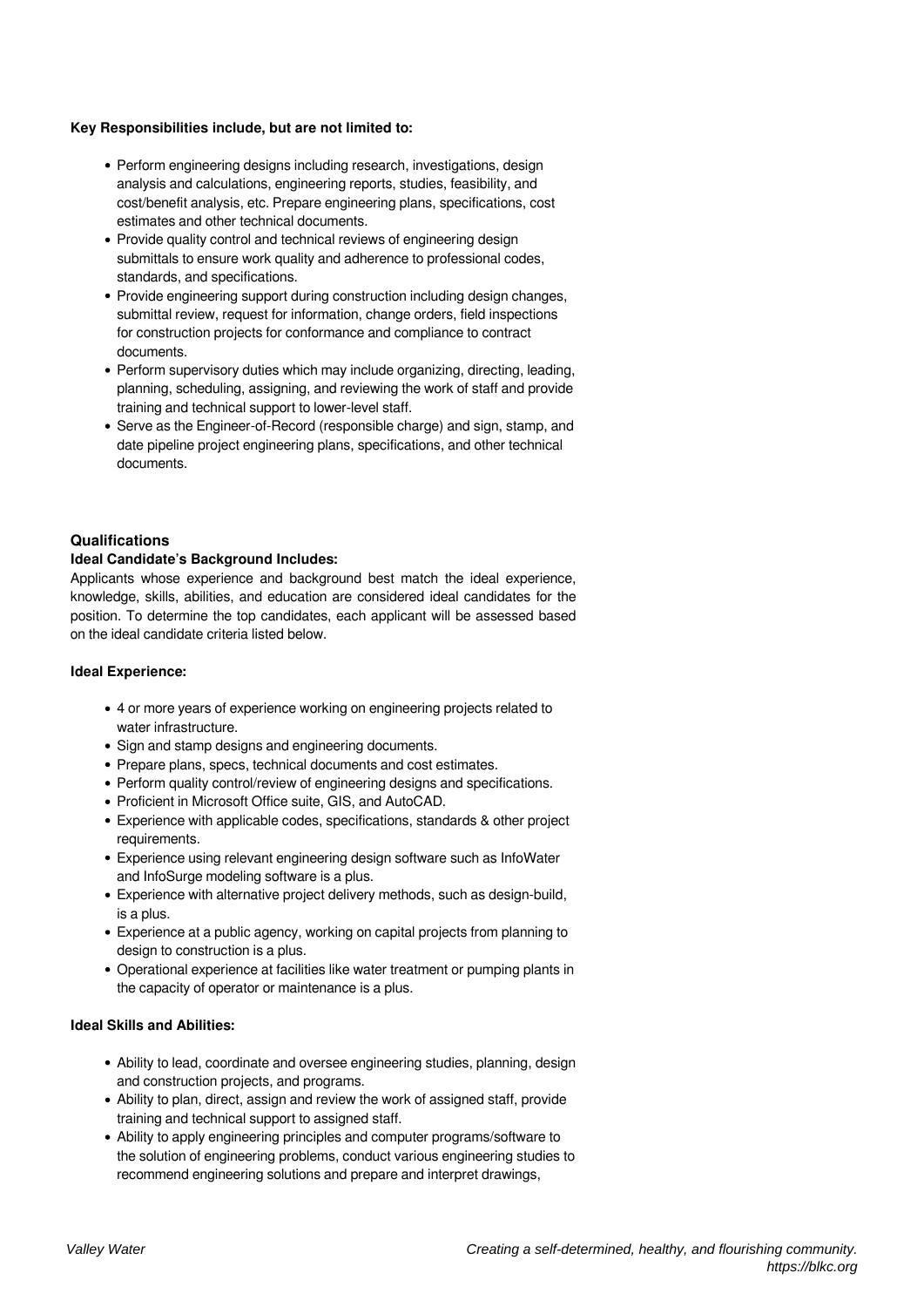**Key Responsibilities include, but are not limited to:**

- Perform engineering designs including research, investigations, design analysis and calculations, engineering reports, studies, feasibility, and cost/benefit analysis, etc. Prepare engineering plans, specifications, cost estimates and other technical documents.
- Provide quality control and technical reviews of engineering design submittals to ensure work quality and adherence to professional codes, standards, and specifications.
- Provide engineering support during construction including design changes, submittal review, request for information, change orders, field inspections for construction projects for conformance and compliance to contract documents.
- Perform supervisory duties which may include organizing, directing, leading, planning, scheduling, assigning, and reviewing the work of staff and provide training and technical support to lower-level staff.
- Serve as the Engineer-of-Record (responsible charge) and sign, stamp, and date pipeline project engineering plans, specifications, and other technical documents.

## Qualifications

**Ideal Candidate's Background Includes:**

Applicants whose experience and background best match the ideal experience, knowledge, skills, abilities, and education are considered ideal candidates for the position. To determine the top candidates, each applicant will be assessed based on the ideal candidate criteria listed below.

**Ideal Experience:**

- 4 or more years of experience working on engineering projects related to water infrastructure.
- Sign and stamp designs and engineering documents.
- Prepare plans, specs, technical documents and cost estimates.
- Perform quality control/review of engineering designs and specifications.
- Proficient in Microsoft Office suite, GIS, and AutoCAD.
- Experience with applicable codes, specifications, standards & other project requirements.
- Experience using relevant engineering design software such as InfoWater and InfoSurge modeling software is a plus.
- Experience with alternative project delivery methods, such as design-build, is a plus.
- Experience at a public agency, working on capital projects from planning to design to construction is a plus.
- Operational experience at facilities like water treatment or pumping plants in the capacity of operator or maintenance is a plus.

**Ideal Skills and Abilities:**

- Ability to lead, coordinate and oversee engineering studies, planning, design and construction projects, and programs.
- Ability to plan, direct, assign and review the work of assigned staff, provide training and technical support to assigned staff.
- Ability to apply engineering principles and computer programs/software to the solution of engineering problems, conduct various engineering studies to recommend engineering solutions and prepare and interpret drawings,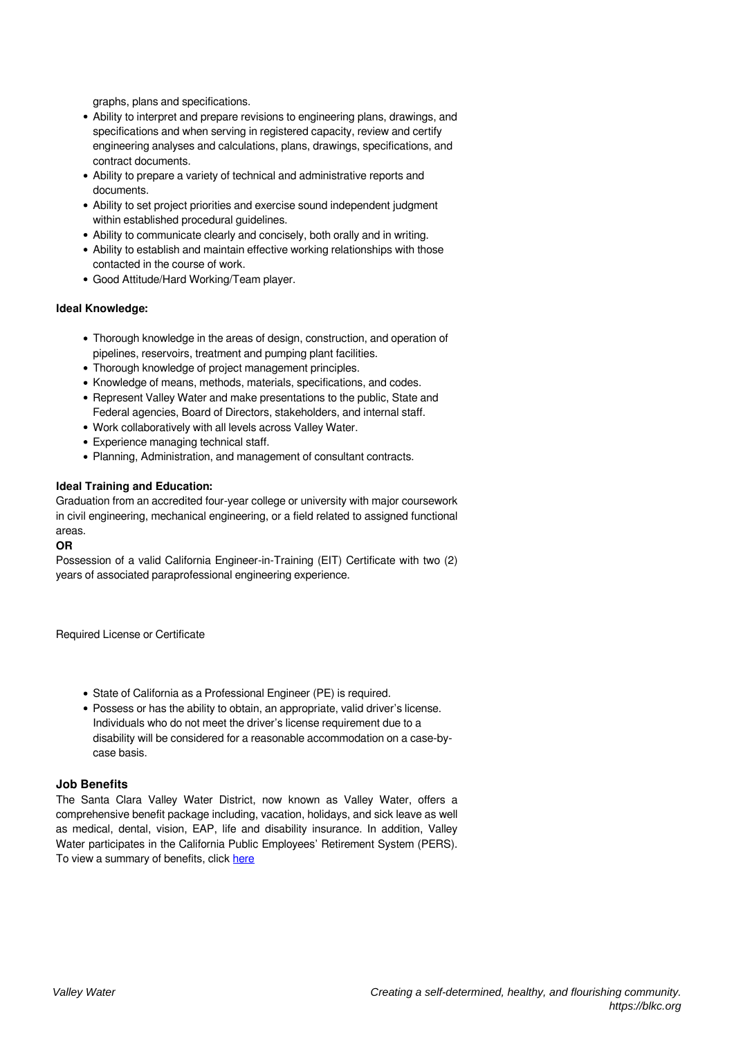graphs, plans and specifications.

- Ability to interpret and prepare revisions to engineering plans, drawings, and specifications and when serving in registered capacity, review and certify engineering analyses and calculations, plans, drawings, specifications, and contract documents.
- Ability to prepare a variety of technical and administrative reports and documents.
- Ability to set project priorities and exercise sound independent judgment within established procedural guidelines.
- Ability to communicate clearly and concisely, both orally and in writing.
- Ability to establish and maintain effective working relationships with those contacted in the course of work.
- Good Attitude/Hard Working/Team player.

**Ideal Knowledge:**

- Thorough knowledge in the areas of design, construction, and operation of pipelines, reservoirs, treatment and pumping plant facilities.
- Thorough knowledge of project management principles.
- Knowledge of means, methods, materials, specifications, and codes.
- Represent Valley Water and make presentations to the public, State and Federal agencies, Board of Directors, stakeholders, and internal staff.
- Work collaboratively with all levels across Valley Water.
- Experience managing technical staff.
- Planning, Administration, and management of consultant contracts.

**Ideal Training and Education:**

Graduation from an accredited four-year college or university with major coursework in civil engineering, mechanical engineering, or a field related to assigned functional areas.

**OR**

Possession of a valid California Engineer-in-Training (EIT) Certificate with two (2) years of associated paraprofessional engineering experience.

Required License or Certificate

- State of California as a Professional Engineer (PE) is required.
- Possess or has the ability to obtain, an appropriate, valid driver's license. Individuals who do not meet the driver's license requirement due to a disability will be considered for a reasonable accommodation on a case-by-case basis.

### Job Benefits

The Santa Clara Valley Water District, now known as Valley Water, offers a comprehensive benefit package including, vacation, holidays, and sick leave as well as medical, dental, vision, EAP, life and disability insurance. In addition, Valley Water participates in the California Public Employees' Retirement System (PERS). To view a summary of benefits, click here